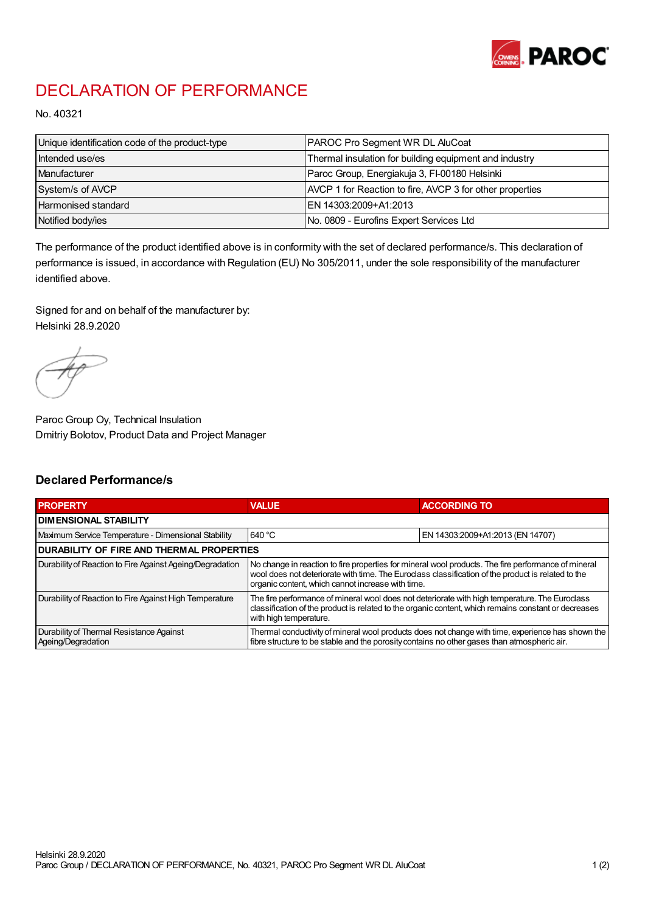# DECLARATION OF PERFORMANCE

No. 40321

| | |
|---|---|
| Unique identification code of the product-type | PAROC Pro Segment WR DL AluCoat |
| Intended use/es | Thermal insulation for building equipment and industry |
| Manufacturer | Paroc Group, Energiakuja 3, FI-00180 Helsinki |
| System/s of AVCP | AVCP 1 for Reaction to fire, AVCP 3 for other properties |
| Harmonised standard | EN 14303:2009+A1:2013 |
| Notified body/ies | No. 0809 - Eurofins Expert Services Ltd |

The performance of the product identified above is in conformity with the set of declared performance/s. This declaration of performance is issued, in accordance with Regulation (EU) No 305/2011, under the sole responsibility of the manufacturer identified above.

Signed for and on behalf of the manufacturer by:
Helsinki 28.9.2020

Paroc Group Oy, Technical Insulation
Dmitriy Bolotov, Product Data and Project Manager

## Declared Performance/s

| PROPERTY | VALUE | ACCORDING TO |
|---|---|---|
| **DIMENSIONAL STABILITY** | | |
| Maximum Service Temperature - Dimensional Stability | 640 °C | EN 14303:2009+A1:2013 (EN 14707) |
| **DURABILITY OF FIRE AND THERMAL PROPERTIES** | | |
| Durability of Reaction to Fire Against Ageing/Degradation | No change in reaction to fire properties for mineral wool products. The fire performance of mineral wool does not deteriorate with time. The Euroclass classification of the product is related to the organic content, which cannot increase with time. | |
| Durability of Reaction to Fire Against High Temperature | The fire performance of mineral wool does not deteriorate with high temperature. The Euroclass classification of the product is related to the organic content, which remains constant or decreases with high temperature. | |
| Durability of Thermal Resistance Against Ageing/Degradation | Thermal conductivity of mineral wool products does not change with time, experience has shown the fibre structure to be stable and the porosity contains no other gases than atmospheric air. | |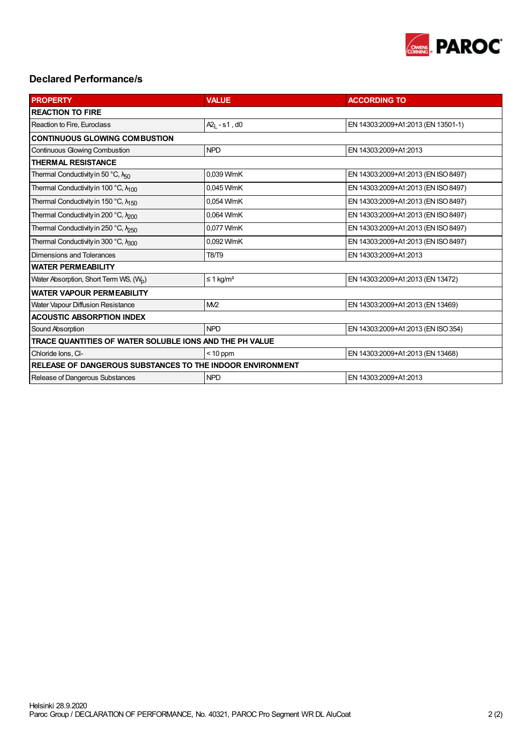## Declared Performance/s

| PROPERTY | VALUE | ACCORDING TO |
|---|---|---|
| **REACTION TO FIRE** | | |
| Reaction to Fire, Euroclass | $A2_L$ - s1 , d0 | EN 14303:2009+A1:2013 (EN 13501-1) |
| **CONTINUOUS GLOWING COMBUSTION** | | |
| Continuous Glowing Combustion | NPD | EN 14303:2009+A1:2013 |
| **THERMAL RESISTANCE** | | |
| Thermal Conductivity in 50 °C, $\lambda_{50}$ | 0,039 W/mK | EN 14303:2009+A1:2013 (EN ISO 8497) |
| Thermal Conductivity in 100 °C, $\lambda_{100}$ | 0,045 W/mK | EN 14303:2009+A1:2013 (EN ISO 8497) |
| Thermal Conductivity in 150 °C, $\lambda_{150}$ | 0,054 W/mK | EN 14303:2009+A1:2013 (EN ISO 8497) |
| Thermal Conductivity in 200 °C, $\lambda_{200}$ | 0,064 W/mK | EN 14303:2009+A1:2013 (EN ISO 8497) |
| Thermal Conductivity in 250 °C, $\lambda_{250}$ | 0,077 W/mK | EN 14303:2009+A1:2013 (EN ISO 8497) |
| Thermal Conductivity in 300 °C, $\lambda_{300}$ | 0,092 W/mK | EN 14303:2009+A1:2013 (EN ISO 8497) |
| Dimensions and Tolerances | T8/T9 | EN 14303:2009+A1:2013 |
| **WATER PERMEABILITY** | | |
| Water Absorption, Short Term WS, ($W_p$) | ≤ 1 kg/m² | EN 14303:2009+A1:2013 (EN 13472) |
| **WATER VAPOUR PERMEABILITY** | | |
| Water Vapour Diffusion Resistance | MV2 | EN 14303:2009+A1:2013 (EN 13469) |
| **ACOUSTIC ABSORPTION INDEX** | | |
| Sound Absorption | NPD | EN 14303:2009+A1:2013 (EN ISO 354) |
| **TRACE QUANTITIES OF WATER SOLUBLE IONS AND THE PH VALUE** | | |
| Chloride Ions, Cl- | < 10 ppm | EN 14303:2009+A1:2013 (EN 13468) |
| **RELEASE OF DANGEROUS SUBSTANCES TO THE INDOOR ENVIRONMENT** | | |
| Release of Dangerous Substances | NPD | EN 14303:2009+A1:2013 |

Helsinki 28.9.2020
Paroc Group / DECLARATION OF PERFORMANCE, No. 40321, PAROC Pro Segment WR DL AluCoat